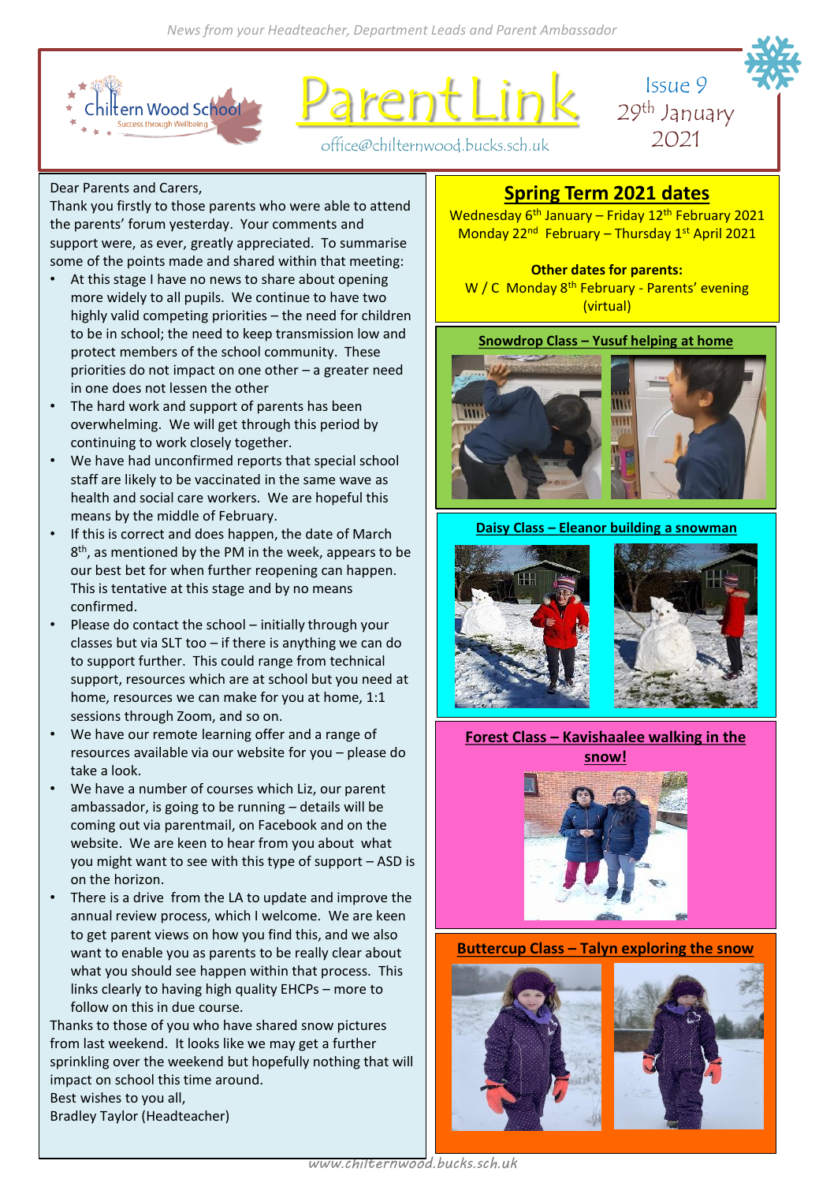News from your Headteacher, Department Leads and Parent Ambassador

Chiltern Wood School
Success through Wellbeing

# Parent Link

office@chilternwood.bucks.sch.uk

Issue 9
29th January 2021

Dear Parents and Carers,

Thank you firstly to those parents who were able to attend the parents' forum yesterday. Your comments and support were, as ever, greatly appreciated. To summarise some of the points made and shared within that meeting:

- At this stage I have no news to share about opening more widely to all pupils. We continue to have two highly valid competing priorities – the need for children to be in school; the need to keep transmission low and protect members of the school community. These priorities do not impact on one other – a greater need in one does not lessen the other
- The hard work and support of parents has been overwhelming. We will get through this period by continuing to work closely together.
- We have had unconfirmed reports that special school staff are likely to be vaccinated in the same wave as health and social care workers. We are hopeful this means by the middle of February.
- If this is correct and does happen, the date of March 8th, as mentioned by the PM in the week, appears to be our best bet for when further reopening can happen. This is tentative at this stage and by no means confirmed.
- Please do contact the school – initially through your classes but via SLT too – if there is anything we can do to support further. This could range from technical support, resources which are at school but you need at home, resources we can make for you at home, 1:1 sessions through Zoom, and so on.
- We have our remote learning offer and a range of resources available via our website for you – please do take a look.
- We have a number of courses which Liz, our parent ambassador, is going to be running – details will be coming out via parentmail, on Facebook and on the website. We are keen to hear from you about what you might want to see with this type of support – ASD is on the horizon.
- There is a drive from the LA to update and improve the annual review process, which I welcome. We are keen to get parent views on how you find this, and we also want to enable you as parents to be really clear about what you should see happen within that process. This links clearly to having high quality EHCPs – more to follow on this in due course.

Thanks to those of you who have shared snow pictures from last weekend. It looks like we may get a further sprinkling over the weekend but hopefully nothing that will impact on school this time around.

Best wishes to you all,

Bradley Taylor (Headteacher)

## Spring Term 2021 dates

Wednesday 6th January – Friday 12th February 2021
Monday 22nd February – Thursday 1st April 2021

**Other dates for parents:**
W / C Monday 8th February - Parents' evening (virtual)

**Snowdrop Class – Yusuf helping at home**

**Daisy Class – Eleanor building a snowman**

**Forest Class – Kavishaalee walking in the snow!**

**Buttercup Class – Talyn exploring the snow**

www.chilternwood.bucks.sch.uk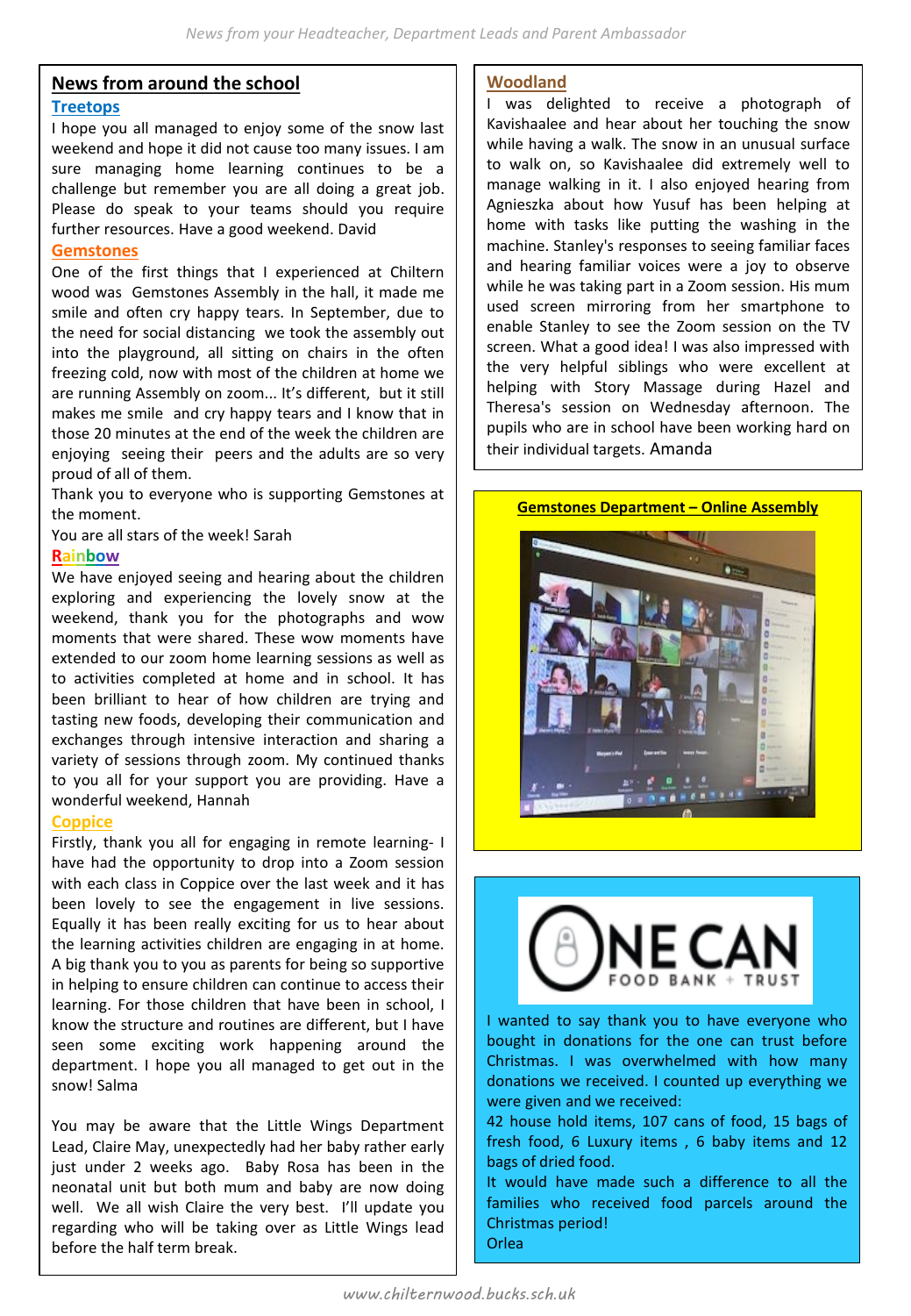## News from around the school

### Treetops

I hope you all managed to enjoy some of the snow last weekend and hope it did not cause too many issues. I am sure managing home learning continues to be a challenge but remember you are all doing a great job. Please do speak to your teams should you require further resources. Have a good weekend. David

### Gemstones

One of the first things that I experienced at Chiltern wood was Gemstones Assembly in the hall, it made me smile and often cry happy tears. In September, due to the need for social distancing we took the assembly out into the playground, all sitting on chairs in the often freezing cold, now with most of the children at home we are running Assembly on zoom... It's different, but it still makes me smile and cry happy tears and I know that in those 20 minutes at the end of the week the children are enjoying seeing their peers and the adults are so very proud of all of them.

Thank you to everyone who is supporting Gemstones at the moment.

You are all stars of the week! Sarah

### Rainbow

We have enjoyed seeing and hearing about the children exploring and experiencing the lovely snow at the weekend, thank you for the photographs and wow moments that were shared. These wow moments have extended to our zoom home learning sessions as well as to activities completed at home and in school. It has been brilliant to hear of how children are trying and tasting new foods, developing their communication and exchanges through intensive interaction and sharing a variety of sessions through zoom. My continued thanks to you all for your support you are providing. Have a wonderful weekend, Hannah

### Coppice

Firstly, thank you all for engaging in remote learning- I have had the opportunity to drop into a Zoom session with each class in Coppice over the last week and it has been lovely to see the engagement in live sessions. Equally it has been really exciting for us to hear about the learning activities children are engaging in at home. A big thank you to you as parents for being so supportive in helping to ensure children can continue to access their learning. For those children that have been in school, I know the structure and routines are different, but I have seen some exciting work happening around the department. I hope you all managed to get out in the snow! Salma

You may be aware that the Little Wings Department Lead, Claire May, unexpectedly had her baby rather early just under 2 weeks ago. Baby Rosa has been in the neonatal unit but both mum and baby are now doing well. We all wish Claire the very best. I'll update you regarding who will be taking over as Little Wings lead before the half term break.

### Woodland

I was delighted to receive a photograph of Kavishaalee and hear about her touching the snow while having a walk. The snow in an unusual surface to walk on, so Kavishaalee did extremely well to manage walking in it. I also enjoyed hearing from Agnieszka about how Yusuf has been helping at home with tasks like putting the washing in the machine. Stanley's responses to seeing familiar faces and hearing familiar voices were a joy to observe while he was taking part in a Zoom session. His mum used screen mirroring from her smartphone to enable Stanley to see the Zoom session on the TV screen. What a good idea! I was also impressed with the very helpful siblings who were excellent at helping with Story Massage during Hazel and Theresa's session on Wednesday afternoon. The pupils who are in school have been working hard on their individual targets. Amanda

### Gemstones Department – Online Assembly

### ONE CAN FOOD BANK + TRUST

I wanted to say thank you to have everyone who bought in donations for the one can trust before Christmas. I was overwhelmed with how many donations we received. I counted up everything we were given and we received:

42 house hold items, 107 cans of food, 15 bags of fresh food, 6 Luxury items , 6 baby items and 12 bags of dried food.

It would have made such a difference to all the families who received food parcels around the Christmas period!

Orlea